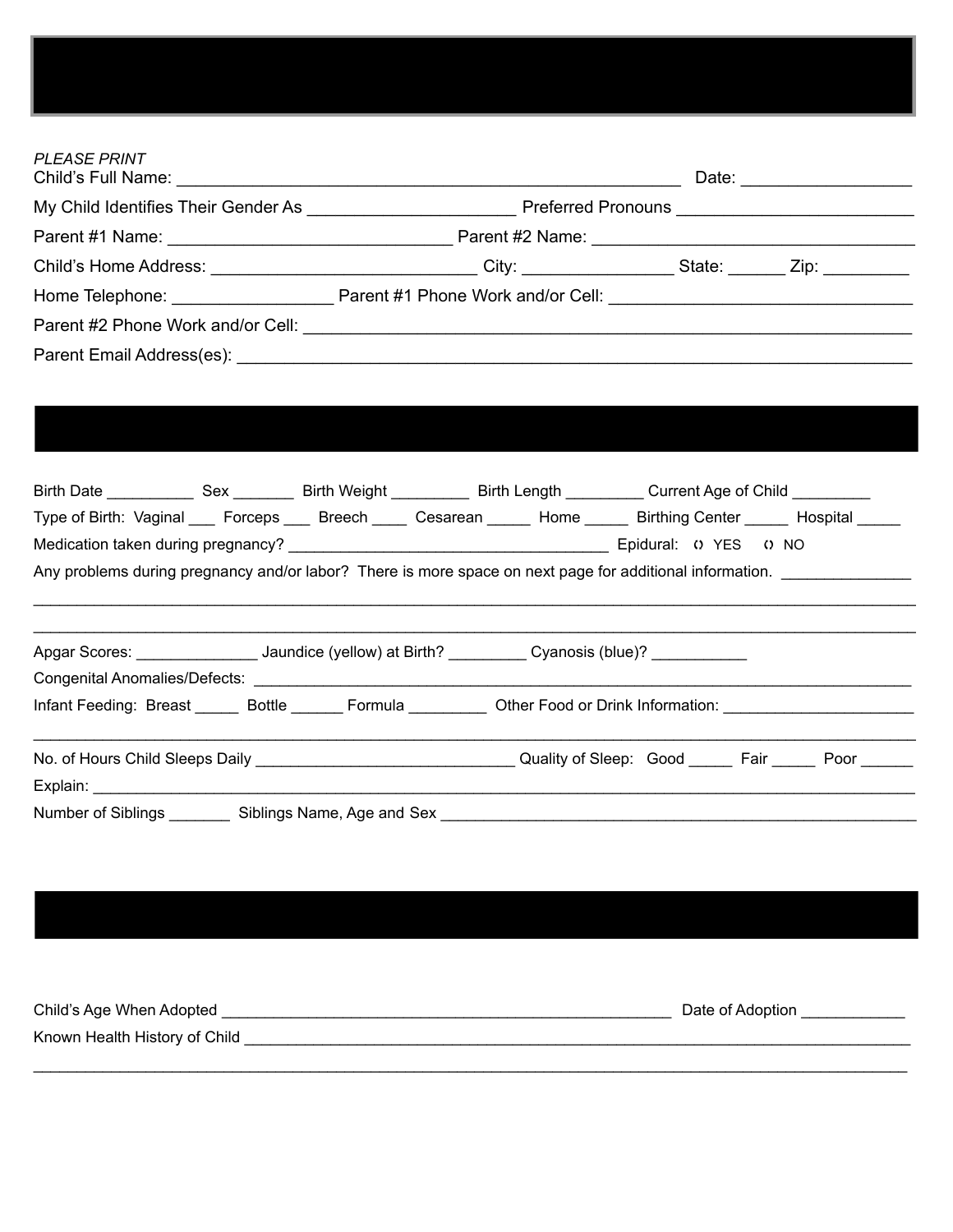*PLEASE PRINT*

Child's Full Name: ____________________________________________________ Date: ________________

My Child Identifies Their Gender As ____________________ Preferred Pronouns ______________________

Parent #1 Name: ____________________________ Parent #2 Name: ________________________________

Child's Home Address: __________________________ City: _______________ State: ______ Zip: ________

Home Telephone: ________________ Parent #1 Phone Work and/or Cell: ____________________________

Parent #2 Phone Work and/or Cell: ___________________________________________________________

Parent Email Address(es): _________________________________________________________________

Birth Date __________ Sex _______ Birth Weight _________ Birth Length _________ Current Age of Child _________

Type of Birth: Vaginal ___ Forceps ___ Breech ____ Cesarean _____ Home _____ Birthing Center _____ Hospital _____

Medication taken during pregnancy? ___________________________________ Epidural: ( ) YES ( ) NO

Any problems during pregnancy and/or labor? There is more space on next page for additional information. ______________

_____________________________________________________________________________________________

_____________________________________________________________________________________________

Apgar Scores: ______________ Jaundice (yellow) at Birth? _________ Cyanosis (blue)? ___________

Congenital Anomalies/Defects: ______________________________________________________________________

Infant Feeding: Breast _____ Bottle ______ Formula _________ Other Food or Drink Information: ______________________

_____________________________________________________________________________________________

No. of Hours Child Sleeps Daily ______________________________ Quality of Sleep: Good _____ Fair _____ Poor ______

Explain: _____________________________________________________________________________________

Number of Siblings _______ Siblings Name, Age and Sex ______________________________________________________

Child's Age When Adopted ______________________________________________________ Date of Adoption ____________

Known Health History of Child _________________________________________________________________________

_____________________________________________________________________________________________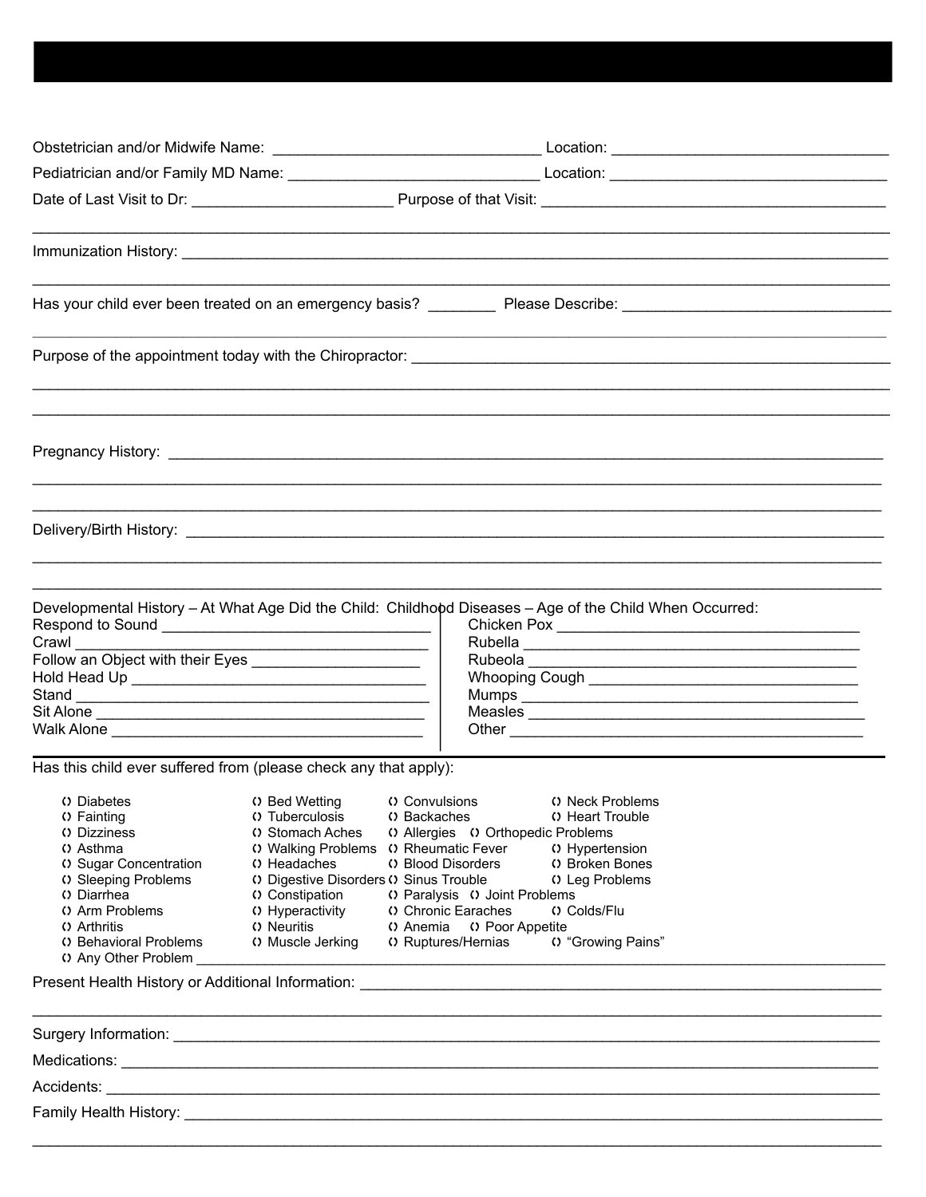Obstetrician and/or Midwife Name: ________________________________ Location: _________________________________

Pediatrician and/or Family MD Name: ______________________________ Location: _________________________________

Date of Last Visit to Dr: ________________________ Purpose of that Visit: __________________________________________

_____________________________________________________________________________________________________

Immunization History: __________________________________________________________________________________

_____________________________________________________________________________________________________

Has your child ever been treated on an emergency basis? ________ Please Describe: ________________________________

_____________________________________________________________________________________________________

Purpose of the appointment today with the Chiropractor: ____________________________________________________________

_____________________________________________________________________________________________________

_____________________________________________________________________________________________________

Pregnancy History: ____________________________________________________________________________________

_____________________________________________________________________________________________________

_____________________________________________________________________________________________________

Delivery/Birth History: _________________________________________________________________________________

_____________________________________________________________________________________________________

_____________________________________________________________________________________________________

Developmental History – At What Age Did the Child:

- Respond to Sound ________________________________
- Crawl __________________________________________
- Follow an Object with their Eyes ____________________
- Hold Head Up ____________________________________
- Stand ___________________________________________
- Sit Alone ________________________________________
- Walk Alone ______________________________________

Childhood Diseases – Age of the Child When Occurred:

- Chicken Pox ____________________________________
- Rubella ________________________________________
- Rubeola ________________________________________
- Whooping Cough _________________________________
- Mumps _________________________________________
- Measles ________________________________________
- Other __________________________________________

Has this child ever suffered from (please check any that apply):

- ( ) Diabetes
- ( ) Fainting
- ( ) Dizziness
- ( ) Asthma
- ( ) Sugar Concentration
- ( ) Sleeping Problems
- ( ) Diarrhea
- ( ) Arm Problems
- ( ) Arthritis
- ( ) Behavioral Problems
- ( ) Bed Wetting
- ( ) Tuberculosis
- ( ) Stomach Aches
- ( ) Walking Problems
- ( ) Headaches
- ( ) Digestive Disorders
- ( ) Constipation
- ( ) Hyperactivity
- ( ) Neuritis
- ( ) Muscle Jerking
- ( ) Convulsions
- ( ) Backaches
- ( ) Allergies
- ( ) Orthopedic Problems
- ( ) Rheumatic Fever
- ( ) Blood Disorders
- ( ) Sinus Trouble
- ( ) Paralysis
- ( ) Joint Problems
- ( ) Chronic Earaches
- ( ) Anemia
- ( ) Poor Appetite
- ( ) Ruptures/Hernias
- ( ) Neck Problems
- ( ) Heart Trouble
- ( ) Hypertension
- ( ) Broken Bones
- ( ) Leg Problems
- ( ) Colds/Flu
- ( ) "Growing Pains"
- ( ) Any Other Problem ______________________________________________________________________________

Present Health History or Additional Information: ____________________________________________________________

_____________________________________________________________________________________________________

Surgery Information: __________________________________________________________________________________

Medications: _________________________________________________________________________________________

Accidents: ___________________________________________________________________________________________

Family Health History: _________________________________________________________________________________

_____________________________________________________________________________________________________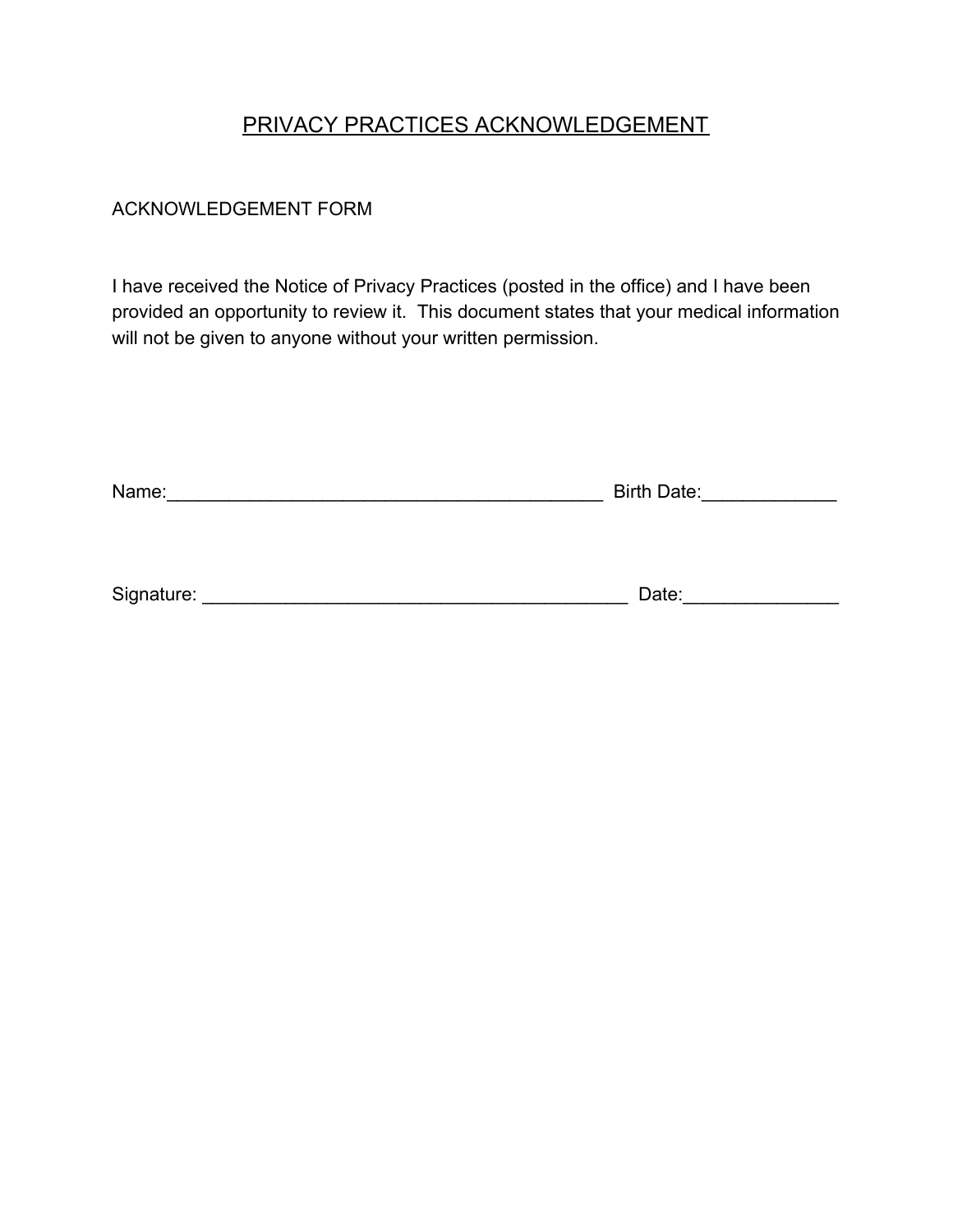# PRIVACY PRACTICES ACKNOWLEDGEMENT

ACKNOWLEDGEMENT FORM

I have received the Notice of Privacy Practices (posted in the office) and I have been provided an opportunity to review it. This document states that your medical information will not be given to anyone without your written permission.

Name:___________________________________________ Birth Date:_____________

Signature: _________________________________________ Date:_______________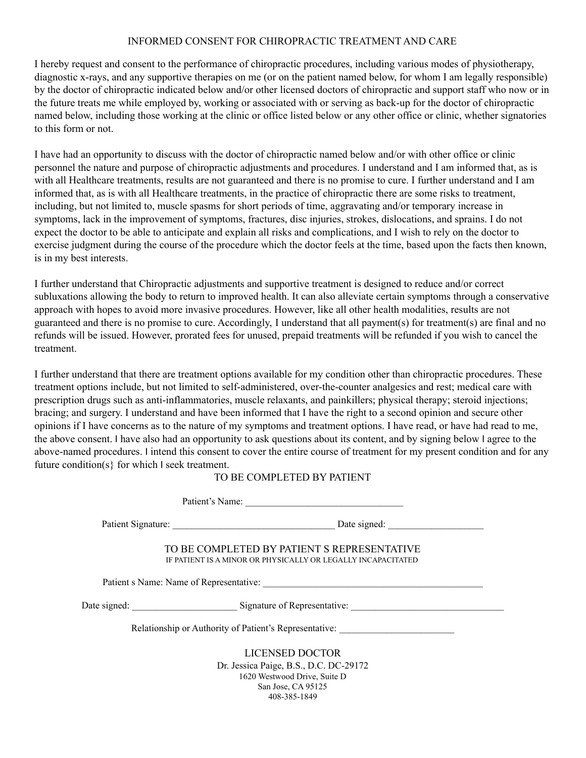# INFORMED CONSENT FOR CHIROPRACTIC TREATMENT AND CARE

I hereby request and consent to the performance of chiropractic procedures, including various modes of physiotherapy, diagnostic x-rays, and any supportive therapies on me (or on the patient named below, for whom I am legally responsible) by the doctor of chiropractic indicated below and/or other licensed doctors of chiropractic and support staff who now or in the future treats me while employed by, working or associated with or serving as back-up for the doctor of chiropractic named below, including those working at the clinic or office listed below or any other office or clinic, whether signatories to this form or not.

I have had an opportunity to discuss with the doctor of chiropractic named below and/or with other office or clinic personnel the nature and purpose of chiropractic adjustments and procedures. I understand and I am informed that, as is with all Healthcare treatments, results are not guaranteed and there is no promise to cure. I further understand and I am informed that, as is with all Healthcare treatments, in the practice of chiropractic there are some risks to treatment, including, but not limited to, muscle spasms for short periods of time, aggravating and/or temporary increase in symptoms, lack in the improvement of symptoms, fractures, disc injuries, strokes, dislocations, and sprains. I do not expect the doctor to be able to anticipate and explain all risks and complications, and I wish to rely on the doctor to exercise judgment during the course of the procedure which the doctor feels at the time, based upon the facts then known, is in my best interests.

I further understand that Chiropractic adjustments and supportive treatment is designed to reduce and/or correct subluxations allowing the body to return to improved health. It can also alleviate certain symptoms through a conservative approach with hopes to avoid more invasive procedures. However, like all other health modalities, results are not guaranteed and there is no promise to cure. Accordingly, I understand that all payment(s) for treatment(s) are final and no refunds will be issued. However, prorated fees for unused, prepaid treatments will be refunded if you wish to cancel the treatment.

I further understand that there are treatment options available for my condition other than chiropractic procedures. These treatment options include, but not limited to self-administered, over-the-counter analgesics and rest; medical care with prescription drugs such as anti-inflammatories, muscle relaxants, and painkillers; physical therapy; steroid injections; bracing; and surgery. I understand and have been informed that I have the right to a second opinion and secure other opinions if I have concerns as to the nature of my symptoms and treatment options. I have read, or have had read to me, the above consent. I have also had an opportunity to ask questions about its content, and by signing below I agree to the above-named procedures. I intend this consent to cover the entire course of treatment for my present condition and for any future condition(s} for which I seek treatment.

TO BE COMPLETED BY PATIENT

Patient's Name: ________________________________

Patient Signature: ________________________________ Date signed: ___________________

TO BE COMPLETED BY PATIENT S REPRESENTATIVE

IF PATIENT IS A MINOR OR PHYSICALLY OR LEGALLY INCAPACITATED

Patient s Name: Name of Representative: ______________________________________________

Date signed: _____________________ Signature of Representative: ________________________________

Relationship or Authority of Patient's Representative: _______________________

LICENSED DOCTOR

Dr. Jessica Paige, B.S., D.C. DC-29172
1620 Westwood Drive, Suite D
San Jose, CA 95125
408-385-1849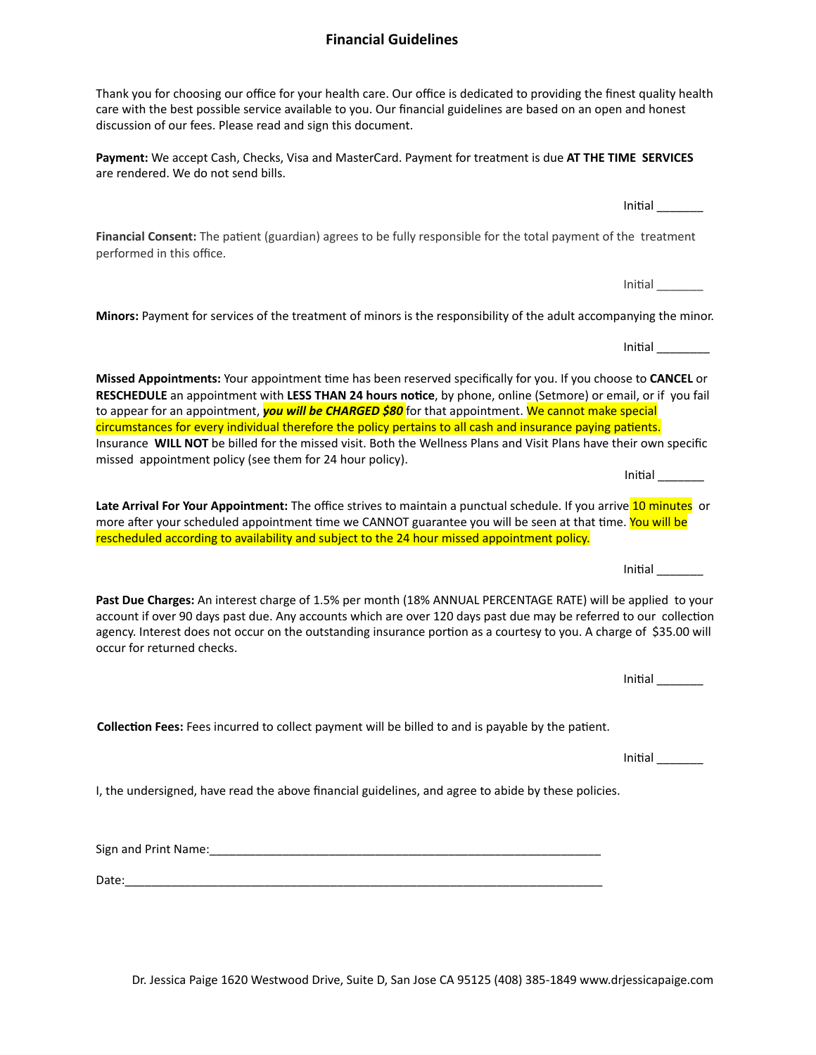# Financial Guidelines

Thank you for choosing our office for your health care. Our office is dedicated to providing the finest quality health care with the best possible service available to you. Our financial guidelines are based on an open and honest discussion of our fees. Please read and sign this document.

**Payment:** We accept Cash, Checks, Visa and MasterCard. Payment for treatment is due **AT THE TIME SERVICES** are rendered. We do not send bills.

Initial _______

**Financial Consent:** The patient (guardian) agrees to be fully responsible for the total payment of the treatment performed in this office.

Initial _______

**Minors:** Payment for services of the treatment of minors is the responsibility of the adult accompanying the minor.

Initial ________

**Missed Appointments:** Your appointment time has been reserved specifically for you. If you choose to **CANCEL** or **RESCHEDULE** an appointment with **LESS THAN 24 hours notice**, by phone, online (Setmore) or email, or if you fail to appear for an appointment, ***you will be CHARGED $80*** for that appointment. We cannot make special circumstances for every individual therefore the policy pertains to all cash and insurance paying patients. Insurance **WILL NOT** be billed for the missed visit. Both the Wellness Plans and Visit Plans have their own specific missed appointment policy (see them for 24 hour policy).

Initial _______

**Late Arrival For Your Appointment:** The office strives to maintain a punctual schedule. If you arrive 10 minutes or more after your scheduled appointment time we CANNOT guarantee you will be seen at that time. You will be rescheduled according to availability and subject to the 24 hour missed appointment policy.

Initial _______

**Past Due Charges:** An interest charge of 1.5% per month (18% ANNUAL PERCENTAGE RATE) will be applied to your account if over 90 days past due. Any accounts which are over 120 days past due may be referred to our collection agency. Interest does not occur on the outstanding insurance portion as a courtesy to you. A charge of $35.00 will occur for returned checks.

Initial _______

**Collection Fees:** Fees incurred to collect payment will be billed to and is payable by the patient.

Initial _______

I, the undersigned, have read the above financial guidelines, and agree to abide by these policies.

Sign and Print Name:____________________________________________________________

Date:___________________________________________________________________________

Dr. Jessica Paige 1620 Westwood Drive, Suite D, San Jose CA 95125 (408) 385-1849 www.drjessicapaige.com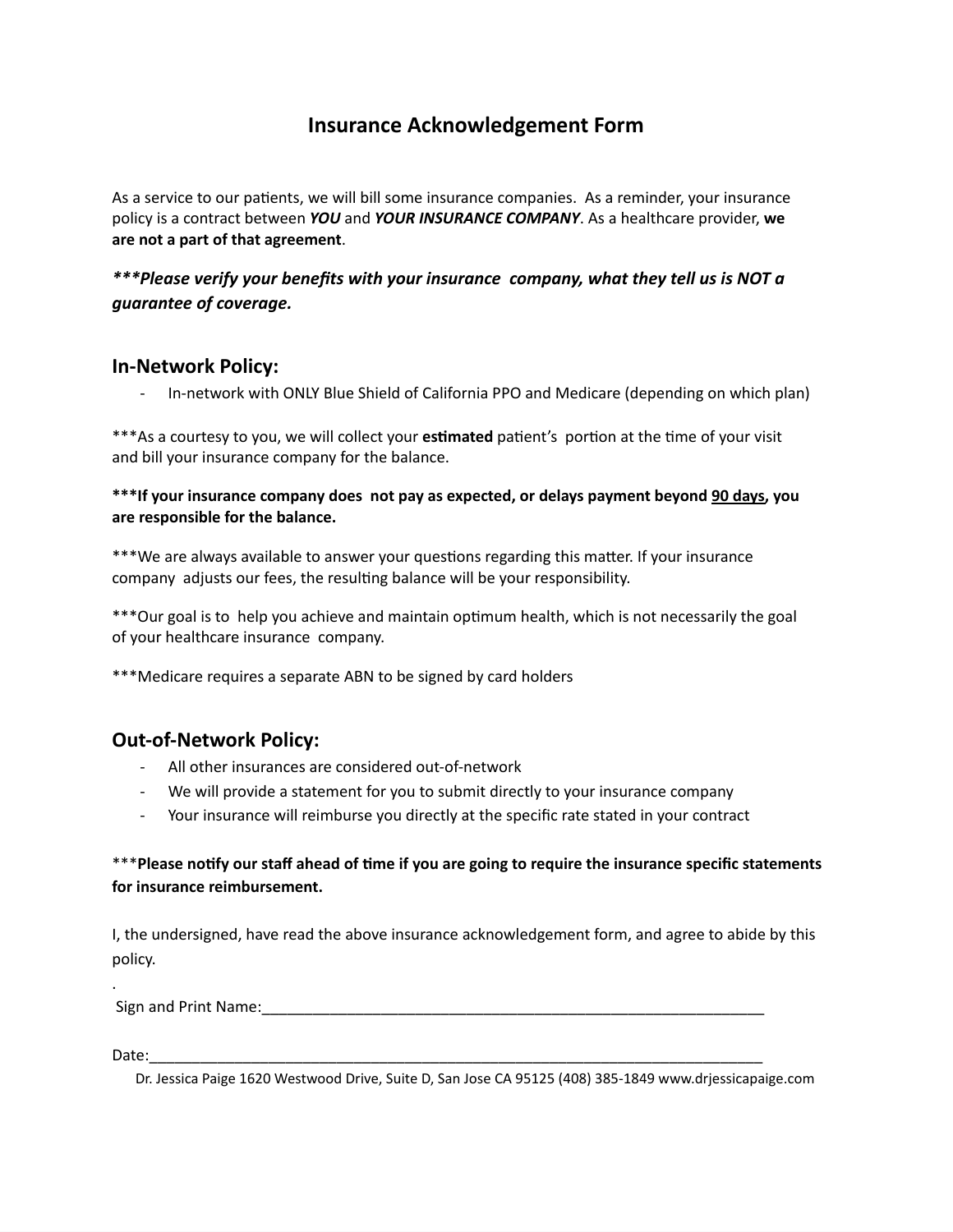# Insurance Acknowledgement Form

As a service to our patients, we will bill some insurance companies. As a reminder, your insurance policy is a contract between ***YOU*** and ***YOUR INSURANCE COMPANY***. As a healthcare provider, **we are not a part of that agreement**.

***\*\*\*Please verify your benefits with your insurance company, what they tell us is NOT a guarantee of coverage.***

## In-Network Policy:

- In-network with ONLY Blue Shield of California PPO and Medicare (depending on which plan)

***As a courtesy to you, we will collect your **estimated** patient's portion at the time of your visit and bill your insurance company for the balance.

**\*\*\*If your insurance company does not pay as expected, or delays payment beyond <u>90 days</u>, you are responsible for the balance.**

***We are always available to answer your questions regarding this matter. If your insurance company adjusts our fees, the resulting balance will be your responsibility.

***Our goal is to help you achieve and maintain optimum health, which is not necessarily the goal of your healthcare insurance company.

***Medicare requires a separate ABN to be signed by card holders

## Out-of-Network Policy:

- All other insurances are considered out-of-network
- We will provide a statement for you to submit directly to your insurance company
- Your insurance will reimburse you directly at the specific rate stated in your contract

***__Please notify our staff ahead of time if you are going to require the insurance specific statements for insurance reimbursement.__

I, the undersigned, have read the above insurance acknowledgement form, and agree to abide by this policy.

.

Sign and Print Name:_____________________________________________________________

Date:___________________________________________________________________________

Dr. Jessica Paige 1620 Westwood Drive, Suite D, San Jose CA 95125 (408) 385-1849 www.drjessicapaige.com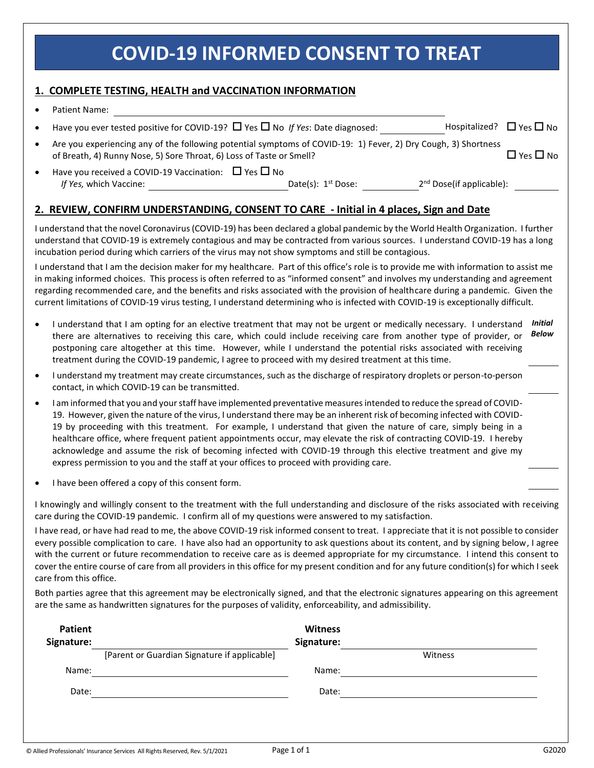# COVID-19 INFORMED CONSENT TO TREAT

## 1. COMPLETE TESTING, HEALTH and VACCINATION INFORMATION

- Patient Name: ____________________
- Have you ever tested positive for COVID-19? ☐ Yes ☐ No *If Yes*: Date diagnosed: __________ Hospitalized? ☐ Yes ☐ No
- Are you experiencing any of the following potential symptoms of COVID-19: 1) Fever, 2) Dry Cough, 3) Shortness of Breath, 4) Runny Nose, 5) Sore Throat, 6) Loss of Taste or Smell? ☐ Yes ☐ No
- Have you received a COVID-19 Vaccination: ☐ Yes ☐ No
  *If Yes,* which Vaccine: ____________________ Date(s): 1st Dose: __________ 2nd Dose(if applicable): __________

## 2. REVIEW, CONFIRM UNDERSTANDING, CONSENT TO CARE - Initial in 4 places, Sign and Date

I understand that the novel Coronavirus (COVID-19) has been declared a global pandemic by the World Health Organization. I further understand that COVID-19 is extremely contagious and may be contracted from various sources. I understand COVID-19 has a long incubation period during which carriers of the virus may not show symptoms and still be contagious.

I understand that I am the decision maker for my healthcare. Part of this office's role is to provide me with information to assist me in making informed choices. This process is often referred to as "informed consent" and involves my understanding and agreement regarding recommended care, and the benefits and risks associated with the provision of healthcare during a pandemic. Given the current limitations of COVID-19 virus testing, I understand determining who is infected with COVID-19 is exceptionally difficult.

***Initial Below***

- I understand that I am opting for an elective treatment that may not be urgent or medically necessary. I understand there are alternatives to receiving this care, which could include receiving care from another type of provider, or postponing care altogether at this time. However, while I understand the potential risks associated with receiving treatment during the COVID-19 pandemic, I agree to proceed with my desired treatment at this time. __________
- I understand my treatment may create circumstances, such as the discharge of respiratory droplets or person-to-person contact, in which COVID-19 can be transmitted. __________
- I am informed that you and your staff have implemented preventative measures intended to reduce the spread of COVID-19. However, given the nature of the virus, I understand there may be an inherent risk of becoming infected with COVID-19 by proceeding with this treatment. For example, I understand that given the nature of care, simply being in a healthcare office, where frequent patient appointments occur, may elevate the risk of contracting COVID-19. I hereby acknowledge and assume the risk of becoming infected with COVID-19 through this elective treatment and give my express permission to you and the staff at your offices to proceed with providing care. __________
- I have been offered a copy of this consent form. __________

I knowingly and willingly consent to the treatment with the full understanding and disclosure of the risks associated with receiving care during the COVID-19 pandemic. I confirm all of my questions were answered to my satisfaction.

I have read, or have had read to me, the above COVID-19 risk informed consent to treat. I appreciate that it is not possible to consider every possible complication to care. I have also had an opportunity to ask questions about its content, and by signing below, I agree with the current or future recommendation to receive care as is deemed appropriate for my circumstance. I intend this consent to cover the entire course of care from all providers in this office for my present condition and for any future condition(s) for which I seek care from this office.

Both parties agree that this agreement may be electronically signed, and that the electronic signatures appearing on this agreement are the same as handwritten signatures for the purposes of validity, enforceability, and admissibility.

**Patient Signature:** ____________________
[Parent or Guardian Signature if applicable]

Name: ____________________

Date: ____________________

**Witness Signature:** ____________________
Witness

Name: ____________________

Date: ____________________

© Allied Professionals' Insurance Services All Rights Reserved, Rev. 5/1/2021 G2020